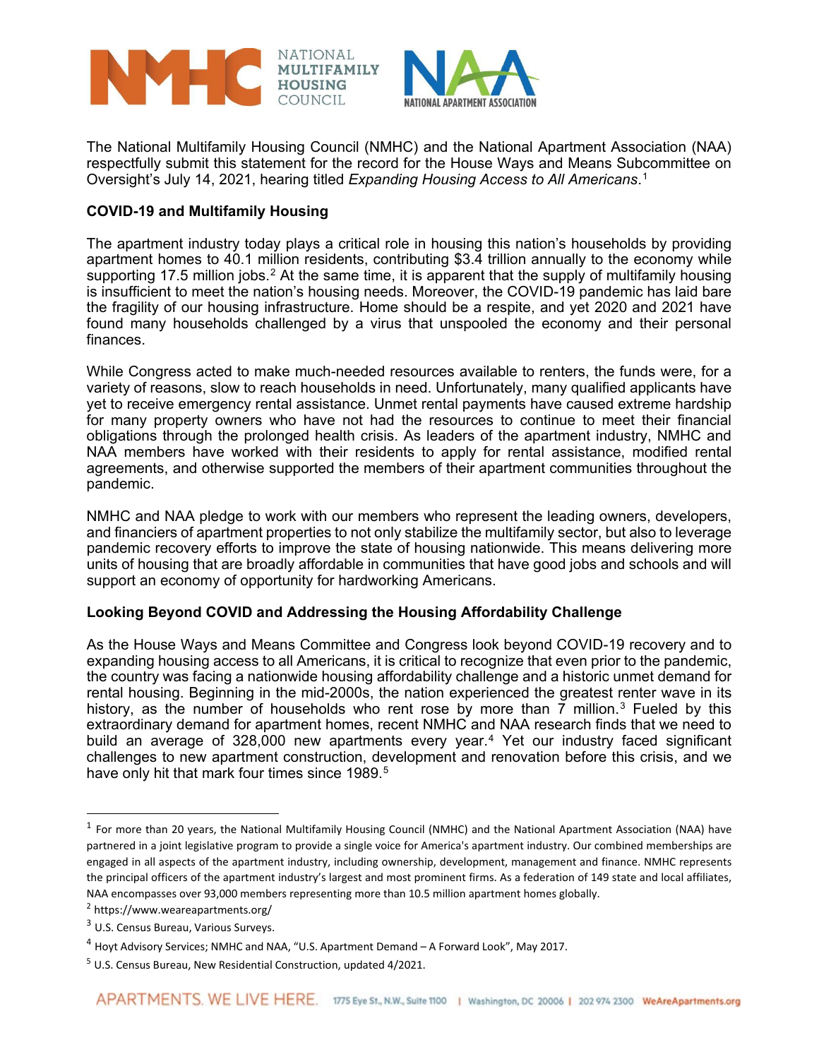The National Multifamily Housing Council (NMHC) and the National Apartment Association (NAA) respectfully submit this statement for the record for the House Ways and Means Subcommittee on Oversight's July 14, 2021, hearing titled *Expanding Housing Access to All Americans*.[1]

## COVID-19 and Multifamily Housing

The apartment industry today plays a critical role in housing this nation's households by providing apartment homes to 40.1 million residents, contributing $3.4 trillion annually to the economy while supporting 17.5 million jobs.[2] At the same time, it is apparent that the supply of multifamily housing is insufficient to meet the nation's housing needs. Moreover, the COVID-19 pandemic has laid bare the fragility of our housing infrastructure. Home should be a respite, and yet 2020 and 2021 have found many households challenged by a virus that unspooled the economy and their personal finances.

While Congress acted to make much-needed resources available to renters, the funds were, for a variety of reasons, slow to reach households in need. Unfortunately, many qualified applicants have yet to receive emergency rental assistance. Unmet rental payments have caused extreme hardship for many property owners who have not had the resources to continue to meet their financial obligations through the prolonged health crisis. As leaders of the apartment industry, NMHC and NAA members have worked with their residents to apply for rental assistance, modified rental agreements, and otherwise supported the members of their apartment communities throughout the pandemic.

NMHC and NAA pledge to work with our members who represent the leading owners, developers, and financiers of apartment properties to not only stabilize the multifamily sector, but also to leverage pandemic recovery efforts to improve the state of housing nationwide. This means delivering more units of housing that are broadly affordable in communities that have good jobs and schools and will support an economy of opportunity for hardworking Americans.

## Looking Beyond COVID and Addressing the Housing Affordability Challenge

As the House Ways and Means Committee and Congress look beyond COVID-19 recovery and to expanding housing access to all Americans, it is critical to recognize that even prior to the pandemic, the country was facing a nationwide housing affordability challenge and a historic unmet demand for rental housing. Beginning in the mid-2000s, the nation experienced the greatest renter wave in its history, as the number of households who rent rose by more than 7 million.[3] Fueled by this extraordinary demand for apartment homes, recent NMHC and NAA research finds that we need to build an average of 328,000 new apartments every year.[4] Yet our industry faced significant challenges to new apartment construction, development and renovation before this crisis, and we have only hit that mark four times since 1989.[5]

---

[1] For more than 20 years, the National Multifamily Housing Council (NMHC) and the National Apartment Association (NAA) have partnered in a joint legislative program to provide a single voice for America's apartment industry. Our combined memberships are engaged in all aspects of the apartment industry, including ownership, development, management and finance. NMHC represents the principal officers of the apartment industry's largest and most prominent firms. As a federation of 149 state and local affiliates, NAA encompasses over 93,000 members representing more than 10.5 million apartment homes globally.

[2] https://www.weareapartments.org/

[3] U.S. Census Bureau, Various Surveys.

[4] Hoyt Advisory Services; NMHC and NAA, "U.S. Apartment Demand – A Forward Look", May 2017.

[5] U.S. Census Bureau, New Residential Construction, updated 4/2021.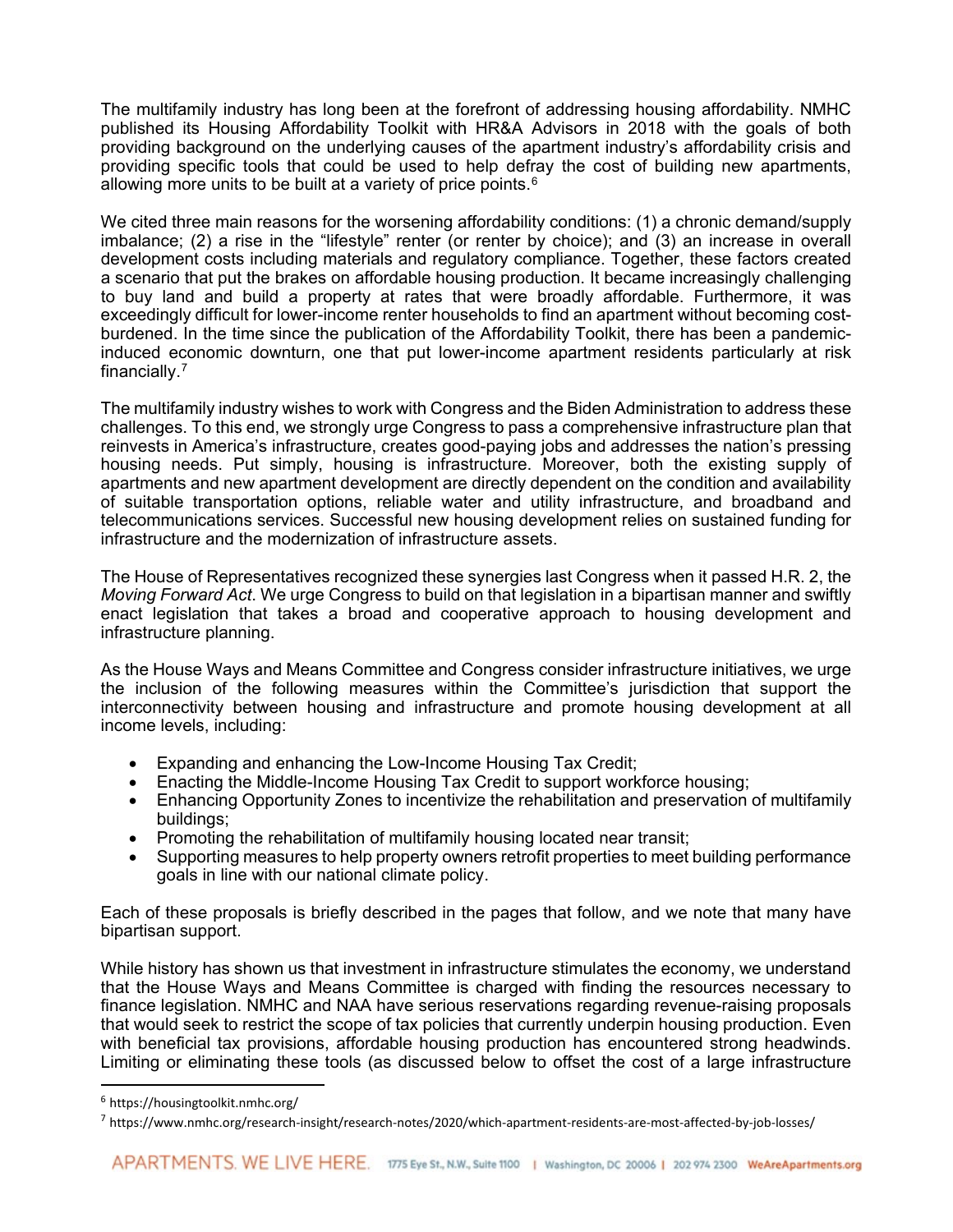The multifamily industry has long been at the forefront of addressing housing affordability. NMHC published its Housing Affordability Toolkit with HR&A Advisors in 2018 with the goals of both providing background on the underlying causes of the apartment industry's affordability crisis and providing specific tools that could be used to help defray the cost of building new apartments, allowing more units to be built at a variety of price points.[6]

We cited three main reasons for the worsening affordability conditions: (1) a chronic demand/supply imbalance; (2) a rise in the "lifestyle" renter (or renter by choice); and (3) an increase in overall development costs including materials and regulatory compliance. Together, these factors created a scenario that put the brakes on affordable housing production. It became increasingly challenging to buy land and build a property at rates that were broadly affordable. Furthermore, it was exceedingly difficult for lower-income renter households to find an apartment without becoming cost-burdened. In the time since the publication of the Affordability Toolkit, there has been a pandemic-induced economic downturn, one that put lower-income apartment residents particularly at risk financially.[7]

The multifamily industry wishes to work with Congress and the Biden Administration to address these challenges. To this end, we strongly urge Congress to pass a comprehensive infrastructure plan that reinvests in America's infrastructure, creates good-paying jobs and addresses the nation's pressing housing needs. Put simply, housing is infrastructure. Moreover, both the existing supply of apartments and new apartment development are directly dependent on the condition and availability of suitable transportation options, reliable water and utility infrastructure, and broadband and telecommunications services. Successful new housing development relies on sustained funding for infrastructure and the modernization of infrastructure assets.

The House of Representatives recognized these synergies last Congress when it passed H.R. 2, the *Moving Forward Act*. We urge Congress to build on that legislation in a bipartisan manner and swiftly enact legislation that takes a broad and cooperative approach to housing development and infrastructure planning.

As the House Ways and Means Committee and Congress consider infrastructure initiatives, we urge the inclusion of the following measures within the Committee's jurisdiction that support the interconnectivity between housing and infrastructure and promote housing development at all income levels, including:

- Expanding and enhancing the Low-Income Housing Tax Credit;
- Enacting the Middle-Income Housing Tax Credit to support workforce housing;
- Enhancing Opportunity Zones to incentivize the rehabilitation and preservation of multifamily buildings;
- Promoting the rehabilitation of multifamily housing located near transit;
- Supporting measures to help property owners retrofit properties to meet building performance goals in line with our national climate policy.

Each of these proposals is briefly described in the pages that follow, and we note that many have bipartisan support.

While history has shown us that investment in infrastructure stimulates the economy, we understand that the House Ways and Means Committee is charged with finding the resources necessary to finance legislation. NMHC and NAA have serious reservations regarding revenue-raising proposals that would seek to restrict the scope of tax policies that currently underpin housing production. Even with beneficial tax provisions, affordable housing production has encountered strong headwinds. Limiting or eliminating these tools (as discussed below to offset the cost of a large infrastructure

[6] https://housingtoolkit.nmhc.org/

[7] https://www.nmhc.org/research-insight/research-notes/2020/which-apartment-residents-are-most-affected-by-job-losses/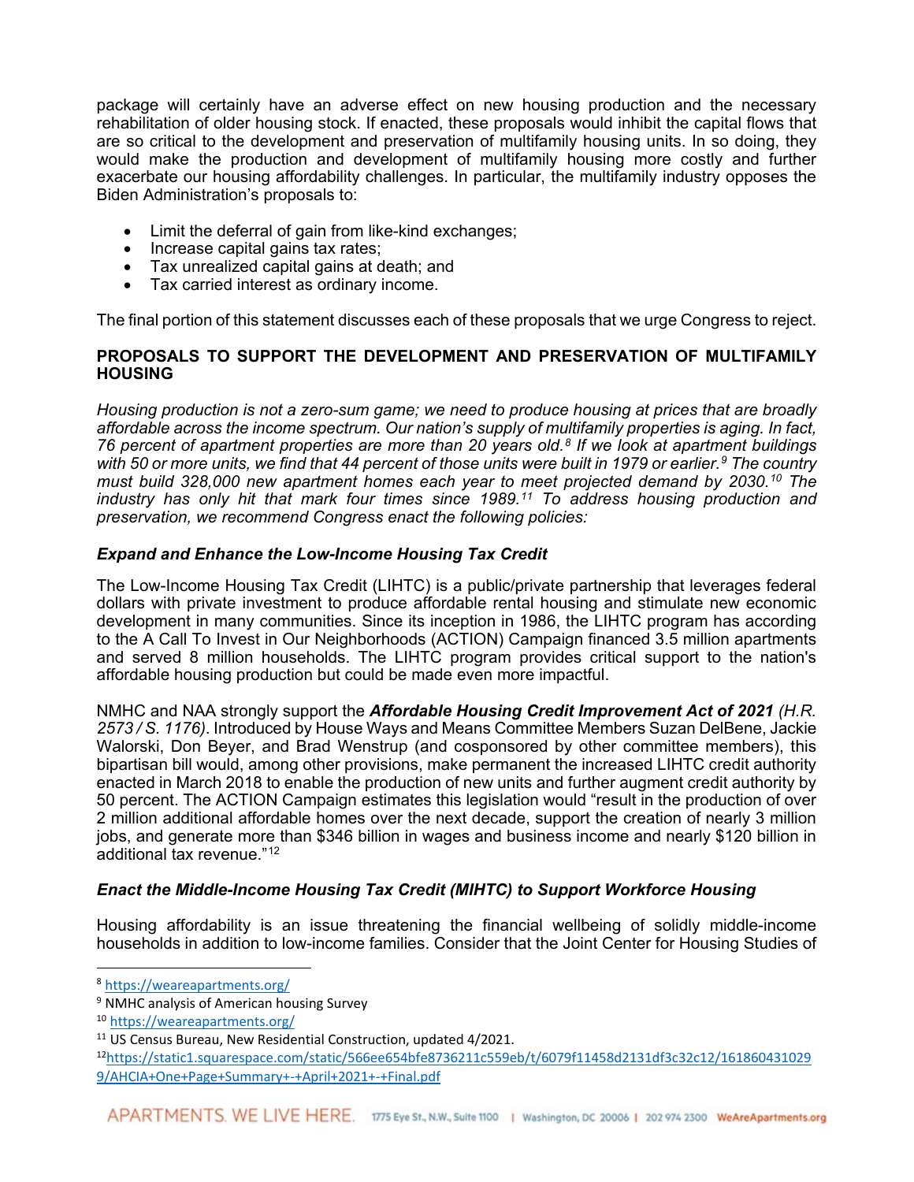package will certainly have an adverse effect on new housing production and the necessary rehabilitation of older housing stock. If enacted, these proposals would inhibit the capital flows that are so critical to the development and preservation of multifamily housing units. In so doing, they would make the production and development of multifamily housing more costly and further exacerbate our housing affordability challenges. In particular, the multifamily industry opposes the Biden Administration's proposals to:

- Limit the deferral of gain from like-kind exchanges;
- Increase capital gains tax rates;
- Tax unrealized capital gains at death; and
- Tax carried interest as ordinary income.

The final portion of this statement discusses each of these proposals that we urge Congress to reject.

## PROPOSALS TO SUPPORT THE DEVELOPMENT AND PRESERVATION OF MULTIFAMILY HOUSING

*Housing production is not a zero-sum game; we need to produce housing at prices that are broadly affordable across the income spectrum. Our nation's supply of multifamily properties is aging. In fact, 76 percent of apartment properties are more than 20 years old.[8] If we look at apartment buildings with 50 or more units, we find that 44 percent of those units were built in 1979 or earlier.[9] The country must build 328,000 new apartment homes each year to meet projected demand by 2030.[10] The industry has only hit that mark four times since 1989.[11] To address housing production and preservation, we recommend Congress enact the following policies:*

### *Expand and Enhance the Low-Income Housing Tax Credit*

The Low-Income Housing Tax Credit (LIHTC) is a public/private partnership that leverages federal dollars with private investment to produce affordable rental housing and stimulate new economic development in many communities. Since its inception in 1986, the LIHTC program has according to the A Call To Invest in Our Neighborhoods (ACTION) Campaign financed 3.5 million apartments and served 8 million households. The LIHTC program provides critical support to the nation's affordable housing production but could be made even more impactful.

NMHC and NAA strongly support the ***Affordable Housing Credit Improvement Act of 2021*** *(H.R. 2573 / S. 1176)*. Introduced by House Ways and Means Committee Members Suzan DelBene, Jackie Walorski, Don Beyer, and Brad Wenstrup (and cosponsored by other committee members), this bipartisan bill would, among other provisions, make permanent the increased LIHTC credit authority enacted in March 2018 to enable the production of new units and further augment credit authority by 50 percent. The ACTION Campaign estimates this legislation would "result in the production of over 2 million additional affordable homes over the next decade, support the creation of nearly 3 million jobs, and generate more than $346 billion in wages and business income and nearly $120 billion in additional tax revenue."[12]

### *Enact the Middle-Income Housing Tax Credit (MIHTC) to Support Workforce Housing*

Housing affordability is an issue threatening the financial wellbeing of solidly middle-income households in addition to low-income families. Consider that the Joint Center for Housing Studies of

---

[8] https://weareapartments.org/

[9] NMHC analysis of American housing Survey

[10] https://weareapartments.org/

[11] US Census Bureau, New Residential Construction, updated 4/2021.

[12] https://static1.squarespace.com/static/566ee654bfe8736211c559eb/t/6079f11458d2131df3c32c12/1618604310299/AHCIA+One+Page+Summary+-+April+2021+-+Final.pdf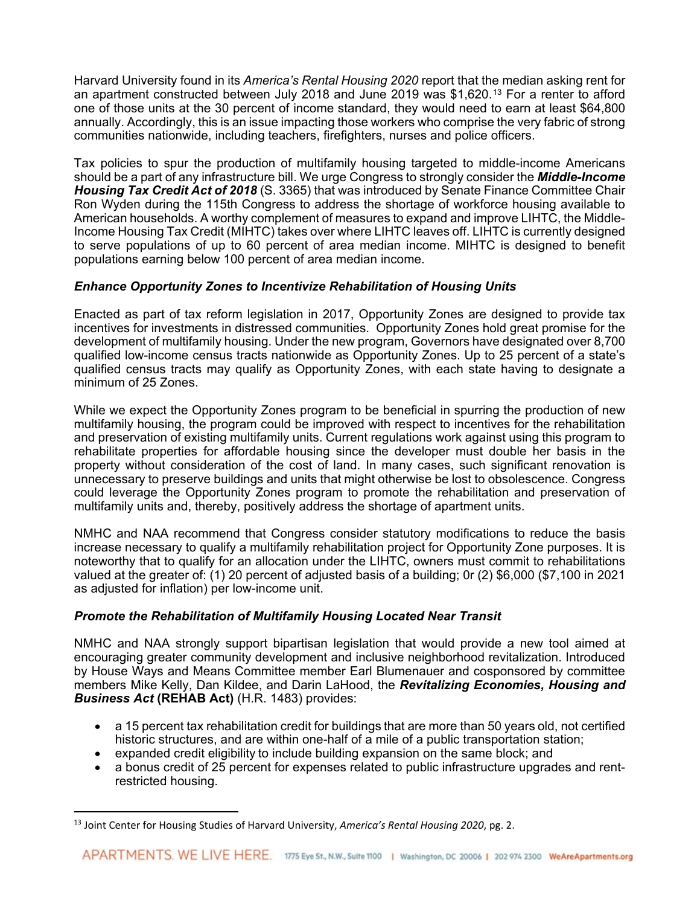Harvard University found in its *America's Rental Housing 2020* report that the median asking rent for an apartment constructed between July 2018 and June 2019 was $1,620.[13] For a renter to afford one of those units at the 30 percent of income standard, they would need to earn at least $64,800 annually. Accordingly, this is an issue impacting those workers who comprise the very fabric of strong communities nationwide, including teachers, firefighters, nurses and police officers.

Tax policies to spur the production of multifamily housing targeted to middle-income Americans should be a part of any infrastructure bill. We urge Congress to strongly consider the ***Middle-Income Housing Tax Credit Act of 2018*** (S. 3365) that was introduced by Senate Finance Committee Chair Ron Wyden during the 115th Congress to address the shortage of workforce housing available to American households. A worthy complement of measures to expand and improve LIHTC, the Middle-Income Housing Tax Credit (MIHTC) takes over where LIHTC leaves off. LIHTC is currently designed to serve populations of up to 60 percent of area median income. MIHTC is designed to benefit populations earning below 100 percent of area median income.

### *Enhance Opportunity Zones to Incentivize Rehabilitation of Housing Units*

Enacted as part of tax reform legislation in 2017, Opportunity Zones are designed to provide tax incentives for investments in distressed communities. Opportunity Zones hold great promise for the development of multifamily housing. Under the new program, Governors have designated over 8,700 qualified low-income census tracts nationwide as Opportunity Zones. Up to 25 percent of a state's qualified census tracts may qualify as Opportunity Zones, with each state having to designate a minimum of 25 Zones.

While we expect the Opportunity Zones program to be beneficial in spurring the production of new multifamily housing, the program could be improved with respect to incentives for the rehabilitation and preservation of existing multifamily units. Current regulations work against using this program to rehabilitate properties for affordable housing since the developer must double her basis in the property without consideration of the cost of land. In many cases, such significant renovation is unnecessary to preserve buildings and units that might otherwise be lost to obsolescence. Congress could leverage the Opportunity Zones program to promote the rehabilitation and preservation of multifamily units and, thereby, positively address the shortage of apartment units.

NMHC and NAA recommend that Congress consider statutory modifications to reduce the basis increase necessary to qualify a multifamily rehabilitation project for Opportunity Zone purposes. It is noteworthy that to qualify for an allocation under the LIHTC, owners must commit to rehabilitations valued at the greater of: (1) 20 percent of adjusted basis of a building; 0r (2) $6,000 ($7,100 in 2021 as adjusted for inflation) per low-income unit.

### *Promote the Rehabilitation of Multifamily Housing Located Near Transit*

NMHC and NAA strongly support bipartisan legislation that would provide a new tool aimed at encouraging greater community development and inclusive neighborhood revitalization. Introduced by House Ways and Means Committee member Earl Blumenauer and cosponsored by committee members Mike Kelly, Dan Kildee, and Darin LaHood, the ***Revitalizing Economies, Housing and Business Act*** **(REHAB Act)** (H.R. 1483) provides:

- a 15 percent tax rehabilitation credit for buildings that are more than 50 years old, not certified historic structures, and are within one-half of a mile of a public transportation station;
- expanded credit eligibility to include building expansion on the same block; and
- a bonus credit of 25 percent for expenses related to public infrastructure upgrades and rent-restricted housing.

[13] Joint Center for Housing Studies of Harvard University, *America's Rental Housing 2020*, pg. 2.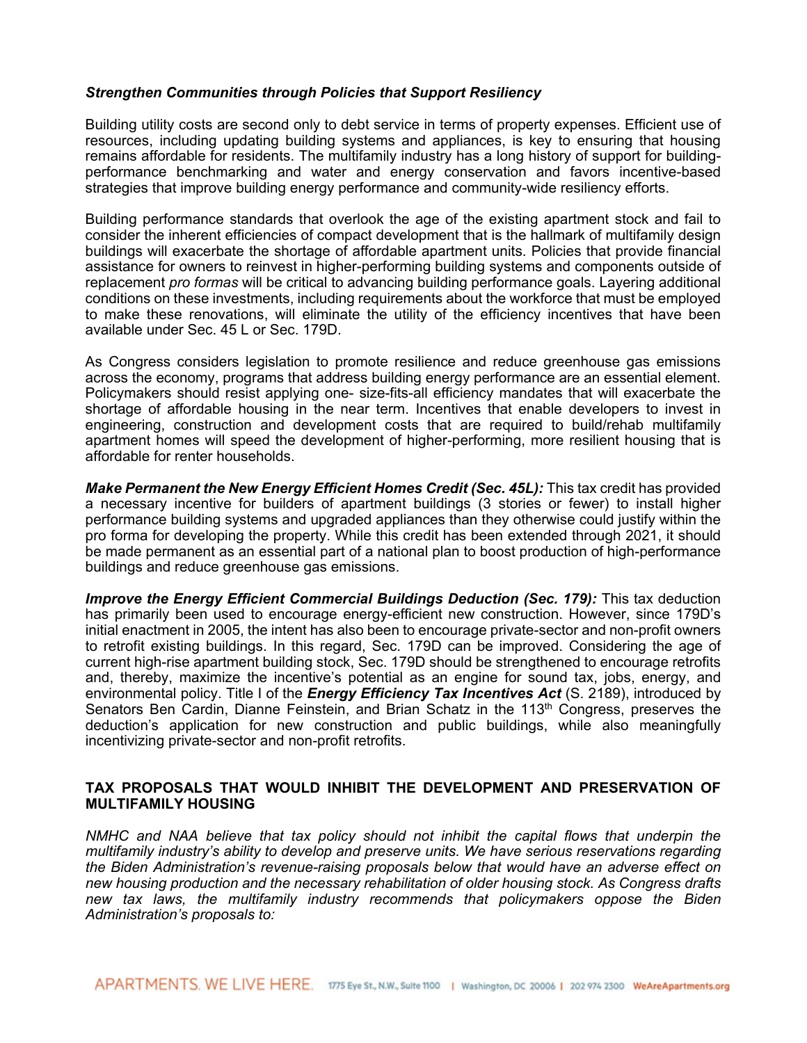***Strengthen Communities through Policies that Support Resiliency***

Building utility costs are second only to debt service in terms of property expenses. Efficient use of resources, including updating building systems and appliances, is key to ensuring that housing remains affordable for residents. The multifamily industry has a long history of support for building-performance benchmarking and water and energy conservation and favors incentive-based strategies that improve building energy performance and community-wide resiliency efforts.

Building performance standards that overlook the age of the existing apartment stock and fail to consider the inherent efficiencies of compact development that is the hallmark of multifamily design buildings will exacerbate the shortage of affordable apartment units. Policies that provide financial assistance for owners to reinvest in higher-performing building systems and components outside of replacement *pro formas* will be critical to advancing building performance goals. Layering additional conditions on these investments, including requirements about the workforce that must be employed to make these renovations, will eliminate the utility of the efficiency incentives that have been available under Sec. 45 L or Sec. 179D.

As Congress considers legislation to promote resilience and reduce greenhouse gas emissions across the economy, programs that address building energy performance are an essential element. Policymakers should resist applying one- size-fits-all efficiency mandates that will exacerbate the shortage of affordable housing in the near term. Incentives that enable developers to invest in engineering, construction and development costs that are required to build/rehab multifamily apartment homes will speed the development of higher-performing, more resilient housing that is affordable for renter households.

***Make Permanent the New Energy Efficient Homes Credit (Sec. 45L):*** This tax credit has provided a necessary incentive for builders of apartment buildings (3 stories or fewer) to install higher performance building systems and upgraded appliances than they otherwise could justify within the pro forma for developing the property. While this credit has been extended through 2021, it should be made permanent as an essential part of a national plan to boost production of high-performance buildings and reduce greenhouse gas emissions.

***Improve the Energy Efficient Commercial Buildings Deduction (Sec. 179):*** This tax deduction has primarily been used to encourage energy-efficient new construction. However, since 179D's initial enactment in 2005, the intent has also been to encourage private-sector and non-profit owners to retrofit existing buildings. In this regard, Sec. 179D can be improved. Considering the age of current high-rise apartment building stock, Sec. 179D should be strengthened to encourage retrofits and, thereby, maximize the incentive's potential as an engine for sound tax, jobs, energy, and environmental policy. Title I of the ***Energy Efficiency Tax Incentives Act*** (S. 2189), introduced by Senators Ben Cardin, Dianne Feinstein, and Brian Schatz in the 113th Congress, preserves the deduction's application for new construction and public buildings, while also meaningfully incentivizing private-sector and non-profit retrofits.

## TAX PROPOSALS THAT WOULD INHIBIT THE DEVELOPMENT AND PRESERVATION OF MULTIFAMILY HOUSING

*NMHC and NAA believe that tax policy should not inhibit the capital flows that underpin the multifamily industry's ability to develop and preserve units. We have serious reservations regarding the Biden Administration's revenue-raising proposals below that would have an adverse effect on new housing production and the necessary rehabilitation of older housing stock. As Congress drafts new tax laws, the multifamily industry recommends that policymakers oppose the Biden Administration's proposals to:*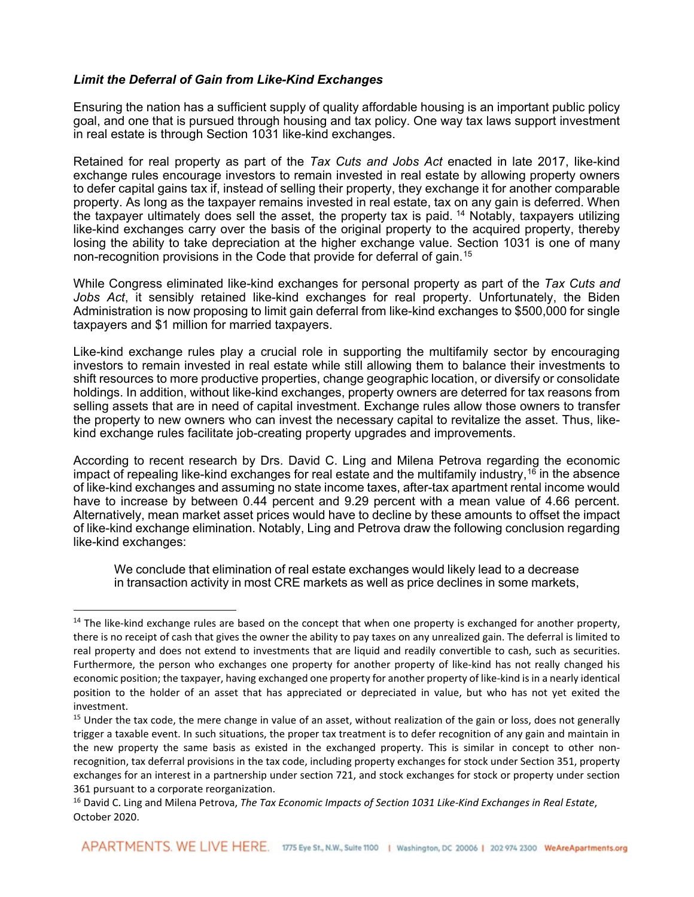### *Limit the Deferral of Gain from Like-Kind Exchanges*

Ensuring the nation has a sufficient supply of quality affordable housing is an important public policy goal, and one that is pursued through housing and tax policy. One way tax laws support investment in real estate is through Section 1031 like-kind exchanges.

Retained for real property as part of the *Tax Cuts and Jobs Act* enacted in late 2017, like-kind exchange rules encourage investors to remain invested in real estate by allowing property owners to defer capital gains tax if, instead of selling their property, they exchange it for another comparable property. As long as the taxpayer remains invested in real estate, tax on any gain is deferred. When the taxpayer ultimately does sell the asset, the property tax is paid.[14] Notably, taxpayers utilizing like-kind exchanges carry over the basis of the original property to the acquired property, thereby losing the ability to take depreciation at the higher exchange value. Section 1031 is one of many non-recognition provisions in the Code that provide for deferral of gain.[15]

While Congress eliminated like-kind exchanges for personal property as part of the *Tax Cuts and Jobs Act*, it sensibly retained like-kind exchanges for real property. Unfortunately, the Biden Administration is now proposing to limit gain deferral from like-kind exchanges to $500,000 for single taxpayers and $1 million for married taxpayers.

Like-kind exchange rules play a crucial role in supporting the multifamily sector by encouraging investors to remain invested in real estate while still allowing them to balance their investments to shift resources to more productive properties, change geographic location, or diversify or consolidate holdings. In addition, without like-kind exchanges, property owners are deterred for tax reasons from selling assets that are in need of capital investment. Exchange rules allow those owners to transfer the property to new owners who can invest the necessary capital to revitalize the asset. Thus, like-kind exchange rules facilitate job-creating property upgrades and improvements.

According to recent research by Drs. David C. Ling and Milena Petrova regarding the economic impact of repealing like-kind exchanges for real estate and the multifamily industry,[16] in the absence of like-kind exchanges and assuming no state income taxes, after-tax apartment rental income would have to increase by between 0.44 percent and 9.29 percent with a mean value of 4.66 percent. Alternatively, mean market asset prices would have to decline by these amounts to offset the impact of like-kind exchange elimination. Notably, Ling and Petrova draw the following conclusion regarding like-kind exchanges:

> We conclude that elimination of real estate exchanges would likely lead to a decrease in transaction activity in most CRE markets as well as price declines in some markets,

---

[14] The like-kind exchange rules are based on the concept that when one property is exchanged for another property, there is no receipt of cash that gives the owner the ability to pay taxes on any unrealized gain. The deferral is limited to real property and does not extend to investments that are liquid and readily convertible to cash, such as securities. Furthermore, the person who exchanges one property for another property of like-kind has not really changed his economic position; the taxpayer, having exchanged one property for another property of like-kind is in a nearly identical position to the holder of an asset that has appreciated or depreciated in value, but who has not yet exited the investment.

[15] Under the tax code, the mere change in value of an asset, without realization of the gain or loss, does not generally trigger a taxable event. In such situations, the proper tax treatment is to defer recognition of any gain and maintain in the new property the same basis as existed in the exchanged property. This is similar in concept to other non-recognition, tax deferral provisions in the tax code, including property exchanges for stock under Section 351, property exchanges for an interest in a partnership under section 721, and stock exchanges for stock or property under section 361 pursuant to a corporate reorganization.

[16] David C. Ling and Milena Petrova, *The Tax Economic Impacts of Section 1031 Like-Kind Exchanges in Real Estate*, October 2020.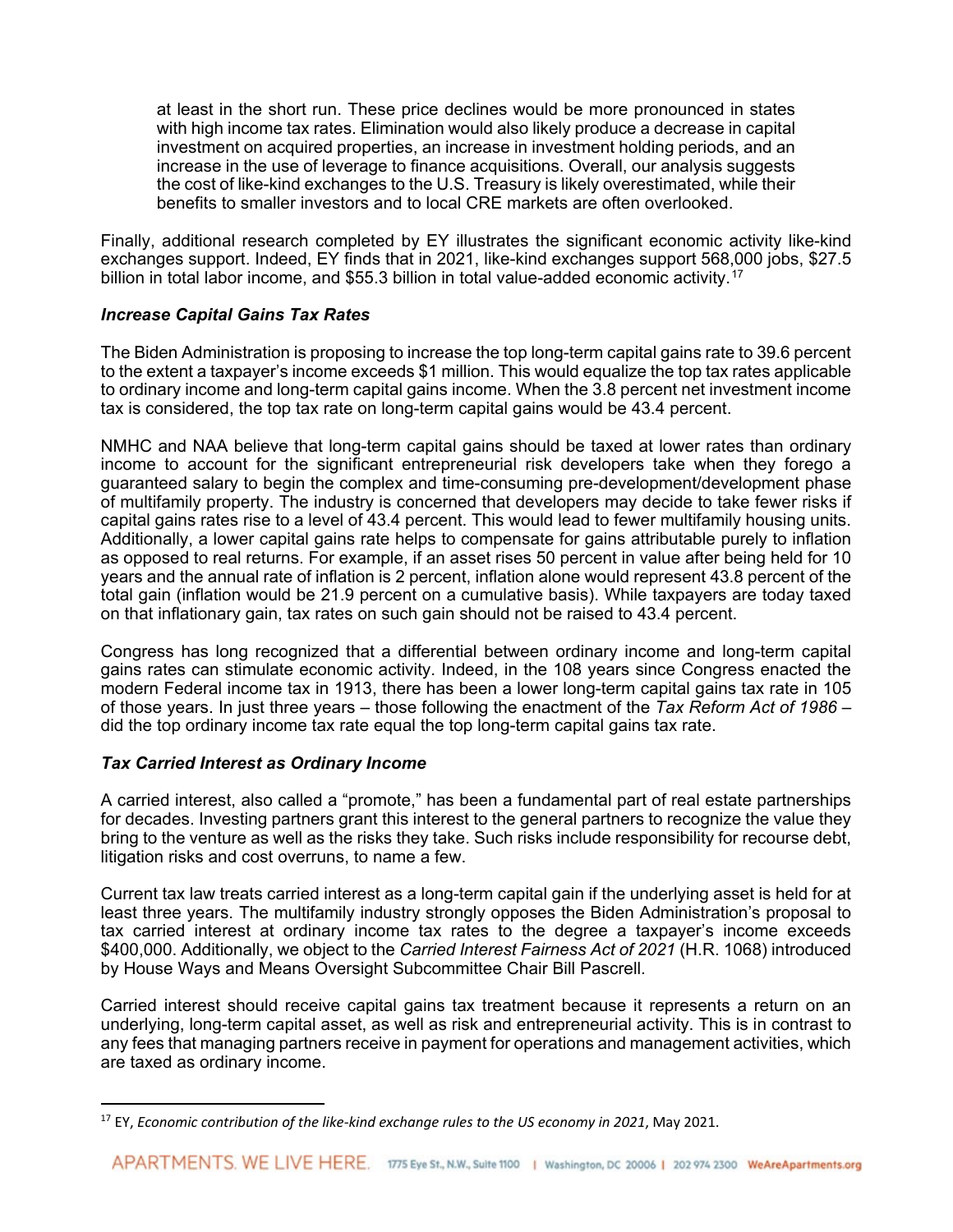at least in the short run. These price declines would be more pronounced in states with high income tax rates. Elimination would also likely produce a decrease in capital investment on acquired properties, an increase in investment holding periods, and an increase in the use of leverage to finance acquisitions. Overall, our analysis suggests the cost of like-kind exchanges to the U.S. Treasury is likely overestimated, while their benefits to smaller investors and to local CRE markets are often overlooked.

Finally, additional research completed by EY illustrates the significant economic activity like-kind exchanges support. Indeed, EY finds that in 2021, like-kind exchanges support 568,000 jobs, $27.5 billion in total labor income, and $55.3 billion in total value-added economic activity.[17]

### *Increase Capital Gains Tax Rates*

The Biden Administration is proposing to increase the top long-term capital gains rate to 39.6 percent to the extent a taxpayer's income exceeds $1 million. This would equalize the top tax rates applicable to ordinary income and long-term capital gains income. When the 3.8 percent net investment income tax is considered, the top tax rate on long-term capital gains would be 43.4 percent.

NMHC and NAA believe that long-term capital gains should be taxed at lower rates than ordinary income to account for the significant entrepreneurial risk developers take when they forego a guaranteed salary to begin the complex and time-consuming pre-development/development phase of multifamily property. The industry is concerned that developers may decide to take fewer risks if capital gains rates rise to a level of 43.4 percent. This would lead to fewer multifamily housing units. Additionally, a lower capital gains rate helps to compensate for gains attributable purely to inflation as opposed to real returns. For example, if an asset rises 50 percent in value after being held for 10 years and the annual rate of inflation is 2 percent, inflation alone would represent 43.8 percent of the total gain (inflation would be 21.9 percent on a cumulative basis). While taxpayers are today taxed on that inflationary gain, tax rates on such gain should not be raised to 43.4 percent.

Congress has long recognized that a differential between ordinary income and long-term capital gains rates can stimulate economic activity. Indeed, in the 108 years since Congress enacted the modern Federal income tax in 1913, there has been a lower long-term capital gains tax rate in 105 of those years. In just three years – those following the enactment of the *Tax Reform Act of 1986* – did the top ordinary income tax rate equal the top long-term capital gains tax rate.

### *Tax Carried Interest as Ordinary Income*

A carried interest, also called a "promote," has been a fundamental part of real estate partnerships for decades. Investing partners grant this interest to the general partners to recognize the value they bring to the venture as well as the risks they take. Such risks include responsibility for recourse debt, litigation risks and cost overruns, to name a few.

Current tax law treats carried interest as a long-term capital gain if the underlying asset is held for at least three years. The multifamily industry strongly opposes the Biden Administration's proposal to tax carried interest at ordinary income tax rates to the degree a taxpayer's income exceeds $400,000. Additionally, we object to the *Carried Interest Fairness Act of 2021* (H.R. 1068) introduced by House Ways and Means Oversight Subcommittee Chair Bill Pascrell.

Carried interest should receive capital gains tax treatment because it represents a return on an underlying, long-term capital asset, as well as risk and entrepreneurial activity. This is in contrast to any fees that managing partners receive in payment for operations and management activities, which are taxed as ordinary income.

---

[17] EY, *Economic contribution of the like-kind exchange rules to the US economy in 2021*, May 2021.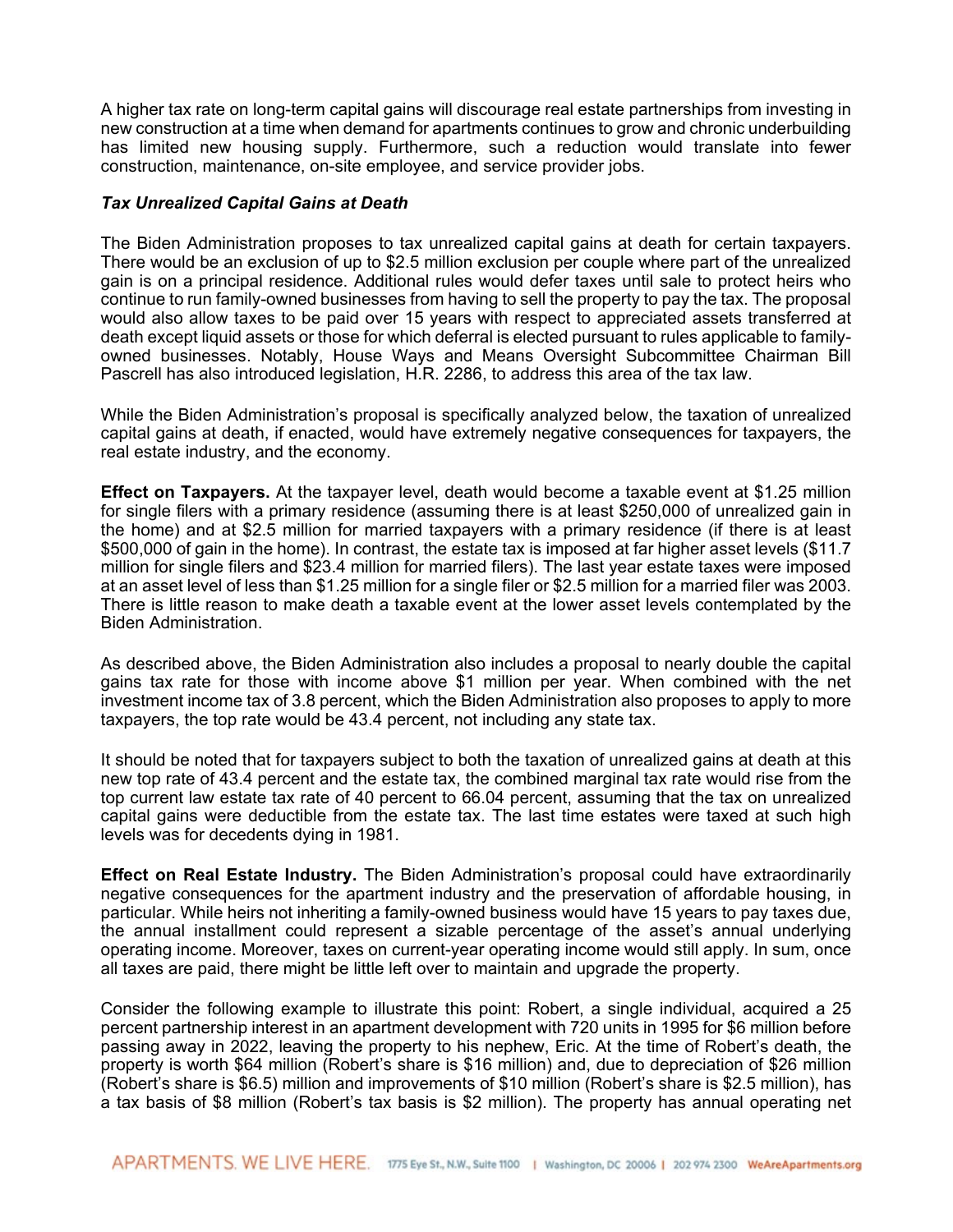A higher tax rate on long-term capital gains will discourage real estate partnerships from investing in new construction at a time when demand for apartments continues to grow and chronic underbuilding has limited new housing supply. Furthermore, such a reduction would translate into fewer construction, maintenance, on-site employee, and service provider jobs.

***Tax Unrealized Capital Gains at Death***

The Biden Administration proposes to tax unrealized capital gains at death for certain taxpayers. There would be an exclusion of up to $2.5 million exclusion per couple where part of the unrealized gain is on a principal residence. Additional rules would defer taxes until sale to protect heirs who continue to run family-owned businesses from having to sell the property to pay the tax. The proposal would also allow taxes to be paid over 15 years with respect to appreciated assets transferred at death except liquid assets or those for which deferral is elected pursuant to rules applicable to family-owned businesses. Notably, House Ways and Means Oversight Subcommittee Chairman Bill Pascrell has also introduced legislation, H.R. 2286, to address this area of the tax law.

While the Biden Administration's proposal is specifically analyzed below, the taxation of unrealized capital gains at death, if enacted, would have extremely negative consequences for taxpayers, the real estate industry, and the economy.

**Effect on Taxpayers.** At the taxpayer level, death would become a taxable event at $1.25 million for single filers with a primary residence (assuming there is at least $250,000 of unrealized gain in the home) and at $2.5 million for married taxpayers with a primary residence (if there is at least $500,000 of gain in the home). In contrast, the estate tax is imposed at far higher asset levels ($11.7 million for single filers and $23.4 million for married filers). The last year estate taxes were imposed at an asset level of less than $1.25 million for a single filer or $2.5 million for a married filer was 2003. There is little reason to make death a taxable event at the lower asset levels contemplated by the Biden Administration.

As described above, the Biden Administration also includes a proposal to nearly double the capital gains tax rate for those with income above $1 million per year. When combined with the net investment income tax of 3.8 percent, which the Biden Administration also proposes to apply to more taxpayers, the top rate would be 43.4 percent, not including any state tax.

It should be noted that for taxpayers subject to both the taxation of unrealized gains at death at this new top rate of 43.4 percent and the estate tax, the combined marginal tax rate would rise from the top current law estate tax rate of 40 percent to 66.04 percent, assuming that the tax on unrealized capital gains were deductible from the estate tax. The last time estates were taxed at such high levels was for decedents dying in 1981.

**Effect on Real Estate Industry.** The Biden Administration's proposal could have extraordinarily negative consequences for the apartment industry and the preservation of affordable housing, in particular. While heirs not inheriting a family-owned business would have 15 years to pay taxes due, the annual installment could represent a sizable percentage of the asset's annual underlying operating income. Moreover, taxes on current-year operating income would still apply. In sum, once all taxes are paid, there might be little left over to maintain and upgrade the property.

Consider the following example to illustrate this point: Robert, a single individual, acquired a 25 percent partnership interest in an apartment development with 720 units in 1995 for $6 million before passing away in 2022, leaving the property to his nephew, Eric. At the time of Robert's death, the property is worth $64 million (Robert's share is $16 million) and, due to depreciation of $26 million (Robert's share is $6.5) million and improvements of $10 million (Robert's share is $2.5 million), has a tax basis of $8 million (Robert's tax basis is $2 million). The property has annual operating net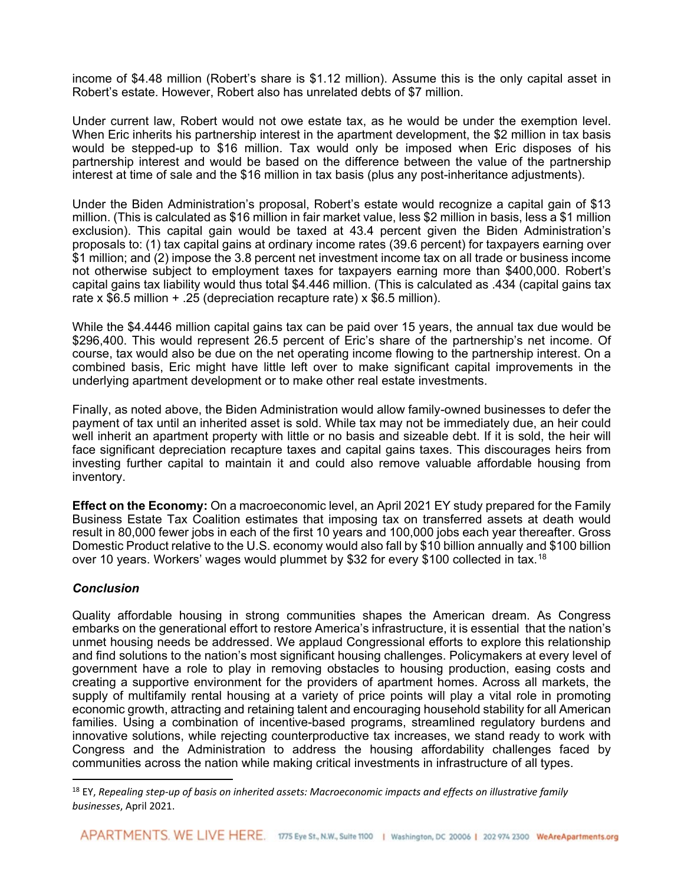income of \$4.48 million (Robert's share is \$1.12 million). Assume this is the only capital asset in Robert's estate. However, Robert also has unrelated debts of \$7 million.

Under current law, Robert would not owe estate tax, as he would be under the exemption level. When Eric inherits his partnership interest in the apartment development, the \$2 million in tax basis would be stepped-up to \$16 million. Tax would only be imposed when Eric disposes of his partnership interest and would be based on the difference between the value of the partnership interest at time of sale and the \$16 million in tax basis (plus any post-inheritance adjustments).

Under the Biden Administration's proposal, Robert's estate would recognize a capital gain of \$13 million. (This is calculated as \$16 million in fair market value, less \$2 million in basis, less a \$1 million exclusion). This capital gain would be taxed at 43.4 percent given the Biden Administration's proposals to: (1) tax capital gains at ordinary income rates (39.6 percent) for taxpayers earning over \$1 million; and (2) impose the 3.8 percent net investment income tax on all trade or business income not otherwise subject to employment taxes for taxpayers earning more than \$400,000. Robert's capital gains tax liability would thus total \$4.446 million. (This is calculated as .434 (capital gains tax rate x \$6.5 million + .25 (depreciation recapture rate) x \$6.5 million).

While the \$4.4446 million capital gains tax can be paid over 15 years, the annual tax due would be \$296,400. This would represent 26.5 percent of Eric's share of the partnership's net income. Of course, tax would also be due on the net operating income flowing to the partnership interest. On a combined basis, Eric might have little left over to make significant capital improvements in the underlying apartment development or to make other real estate investments.

Finally, as noted above, the Biden Administration would allow family-owned businesses to defer the payment of tax until an inherited asset is sold. While tax may not be immediately due, an heir could well inherit an apartment property with little or no basis and sizeable debt. If it is sold, the heir will face significant depreciation recapture taxes and capital gains taxes. This discourages heirs from investing further capital to maintain it and could also remove valuable affordable housing from inventory.

**Effect on the Economy:** On a macroeconomic level, an April 2021 EY study prepared for the Family Business Estate Tax Coalition estimates that imposing tax on transferred assets at death would result in 80,000 fewer jobs in each of the first 10 years and 100,000 jobs each year thereafter. Gross Domestic Product relative to the U.S. economy would also fall by \$10 billion annually and \$100 billion over 10 years. Workers' wages would plummet by \$32 for every \$100 collected in tax.[18]

### *Conclusion*

Quality affordable housing in strong communities shapes the American dream. As Congress embarks on the generational effort to restore America's infrastructure, it is essential that the nation's unmet housing needs be addressed. We applaud Congressional efforts to explore this relationship and find solutions to the nation's most significant housing challenges. Policymakers at every level of government have a role to play in removing obstacles to housing production, easing costs and creating a supportive environment for the providers of apartment homes. Across all markets, the supply of multifamily rental housing at a variety of price points will play a vital role in promoting economic growth, attracting and retaining talent and encouraging household stability for all American families. Using a combination of incentive-based programs, streamlined regulatory burdens and innovative solutions, while rejecting counterproductive tax increases, we stand ready to work with Congress and the Administration to address the housing affordability challenges faced by communities across the nation while making critical investments in infrastructure of all types.

---

[18] EY, *Repealing step-up of basis on inherited assets: Macroeconomic impacts and effects on illustrative family businesses*, April 2021.